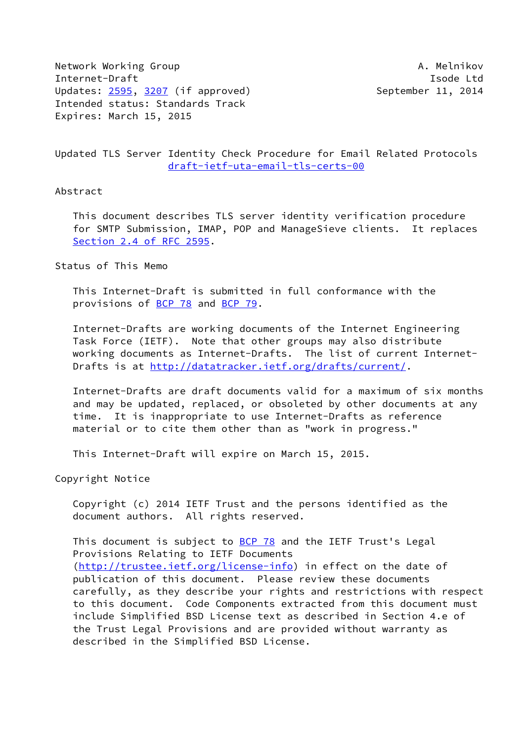Network Working Group A. Melnikov
Internet-Draft Isode Ltd
Updates: 2595, 3207 (if approved) September 11, 2014
Intended status: Standards Track
Expires: March 15, 2015

# Updated TLS Server Identity Check Procedure for Email Related Protocols
draft-ietf-uta-email-tls-certs-00

## Abstract

This document describes TLS server identity verification procedure for SMTP Submission, IMAP, POP and ManageSieve clients. It replaces Section 2.4 of RFC 2595.

## Status of This Memo

This Internet-Draft is submitted in full conformance with the provisions of BCP 78 and BCP 79.

Internet-Drafts are working documents of the Internet Engineering Task Force (IETF). Note that other groups may also distribute working documents as Internet-Drafts. The list of current Internet-Drafts is at http://datatracker.ietf.org/drafts/current/.

Internet-Drafts are draft documents valid for a maximum of six months and may be updated, replaced, or obsoleted by other documents at any time. It is inappropriate to use Internet-Drafts as reference material or to cite them other than as "work in progress."

This Internet-Draft will expire on March 15, 2015.

## Copyright Notice

Copyright (c) 2014 IETF Trust and the persons identified as the document authors. All rights reserved.

This document is subject to BCP 78 and the IETF Trust's Legal Provisions Relating to IETF Documents (http://trustee.ietf.org/license-info) in effect on the date of publication of this document. Please review these documents carefully, as they describe your rights and restrictions with respect to this document. Code Components extracted from this document must include Simplified BSD License text as described in Section 4.e of the Trust Legal Provisions and are provided without warranty as described in the Simplified BSD License.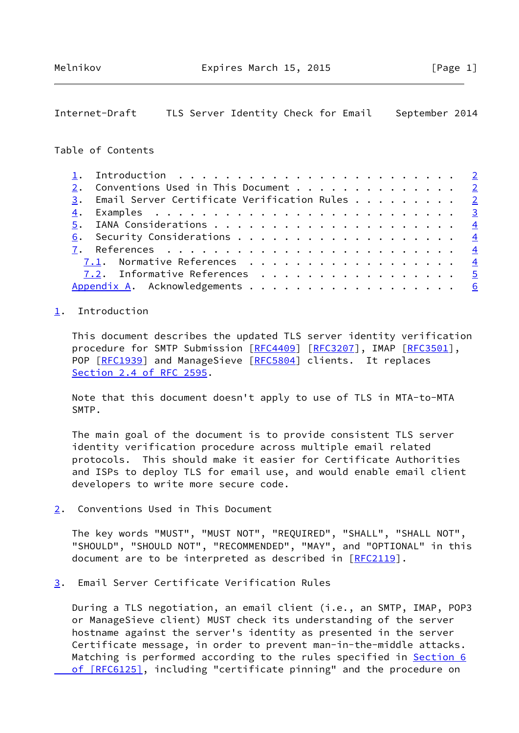Table of Contents

1. Introduction . . . . . . . . . . . . . . . . . . . . . . . . . 2
2. Conventions Used in This Document . . . . . . . . . . . . . . 2
3. Email Server Certificate Verification Rules . . . . . . . . . 2
4. Examples . . . . . . . . . . . . . . . . . . . . . . . . . . . 3
5. IANA Considerations . . . . . . . . . . . . . . . . . . . . . 4
6. Security Considerations . . . . . . . . . . . . . . . . . . . 4
7. References . . . . . . . . . . . . . . . . . . . . . . . . . 4
   7.1. Normative References . . . . . . . . . . . . . . . . . . 4
   7.2. Informative References . . . . . . . . . . . . . . . . . 5
Appendix A. Acknowledgements . . . . . . . . . . . . . . . . . . 6

## 1. Introduction

This document describes the updated TLS server identity verification procedure for SMTP Submission [RFC4409] [RFC3207], IMAP [RFC3501], POP [RFC1939] and ManageSieve [RFC5804] clients. It replaces Section 2.4 of RFC 2595.

Note that this document doesn't apply to use of TLS in MTA-to-MTA SMTP.

The main goal of the document is to provide consistent TLS server identity verification procedure across multiple email related protocols. This should make it easier for Certificate Authorities and ISPs to deploy TLS for email use, and would enable email client developers to write more secure code.

## 2. Conventions Used in This Document

The key words "MUST", "MUST NOT", "REQUIRED", "SHALL", "SHALL NOT", "SHOULD", "SHOULD NOT", "RECOMMENDED", "MAY", and "OPTIONAL" in this document are to be interpreted as described in [RFC2119].

## 3. Email Server Certificate Verification Rules

During a TLS negotiation, an email client (i.e., an SMTP, IMAP, POP3 or ManageSieve client) MUST check its understanding of the server hostname against the server's identity as presented in the server Certificate message, in order to prevent man-in-the-middle attacks. Matching is performed according to the rules specified in Section 6 of [RFC6125], including "certificate pinning" and the procedure on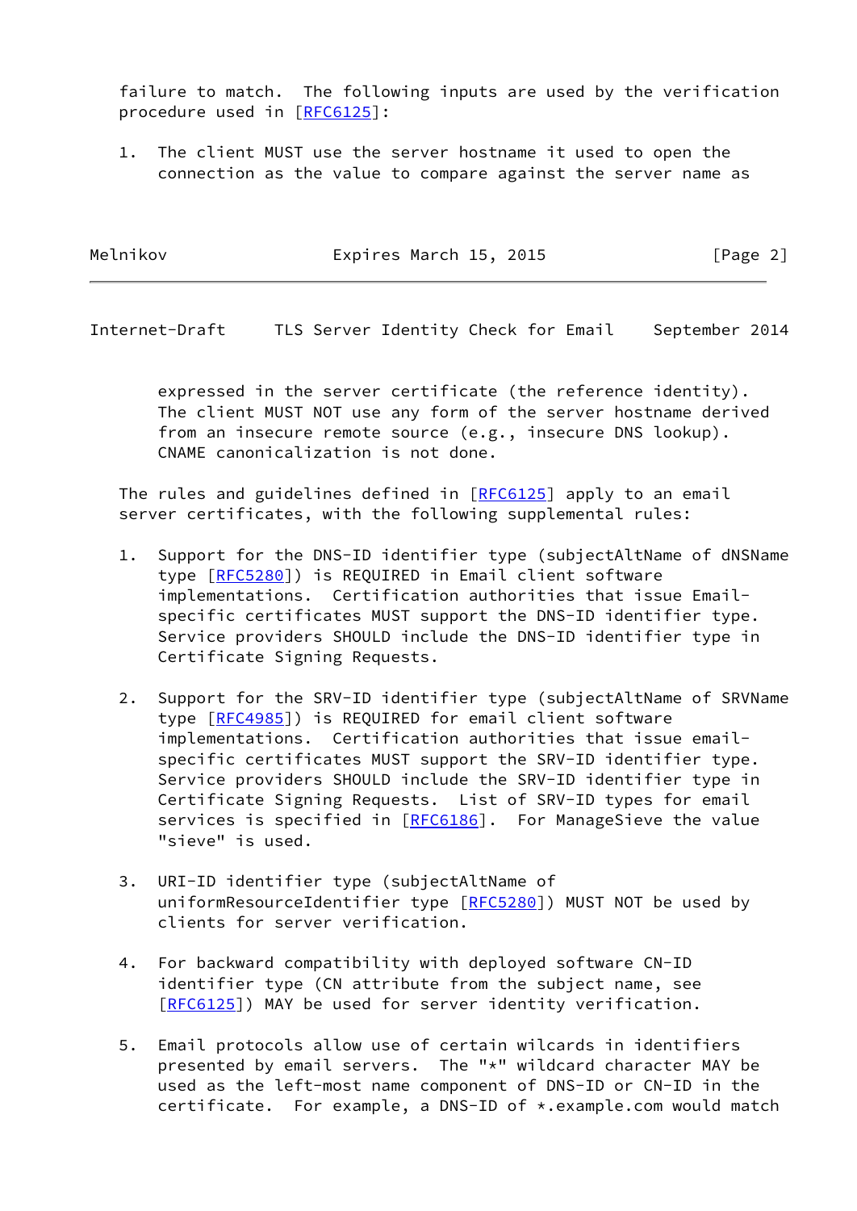failure to match. The following inputs are used by the verification procedure used in [RFC6125]:

1. The client MUST use the server hostname it used to open the connection as the value to compare against the server name as expressed in the server certificate (the reference identity). The client MUST NOT use any form of the server hostname derived from an insecure remote source (e.g., insecure DNS lookup). CNAME canonicalization is not done.

The rules and guidelines defined in [RFC6125] apply to an email server certificates, with the following supplemental rules:

1. Support for the DNS-ID identifier type (subjectAltName of dNSName type [RFC5280]) is REQUIRED in Email client software implementations. Certification authorities that issue Email-specific certificates MUST support the DNS-ID identifier type. Service providers SHOULD include the DNS-ID identifier type in Certificate Signing Requests.

2. Support for the SRV-ID identifier type (subjectAltName of SRVName type [RFC4985]) is REQUIRED for email client software implementations. Certification authorities that issue email-specific certificates MUST support the SRV-ID identifier type. Service providers SHOULD include the SRV-ID identifier type in Certificate Signing Requests. List of SRV-ID types for email services is specified in [RFC6186]. For ManageSieve the value "sieve" is used.

3. URI-ID identifier type (subjectAltName of uniformResourceIdentifier type [RFC5280]) MUST NOT be used by clients for server verification.

4. For backward compatibility with deployed software CN-ID identifier type (CN attribute from the subject name, see [RFC6125]) MAY be used for server identity verification.

5. Email protocols allow use of certain wilcards in identifiers presented by email servers. The "*" wildcard character MAY be used as the left-most name component of DNS-ID or CN-ID in the certificate. For example, a DNS-ID of *.example.com would match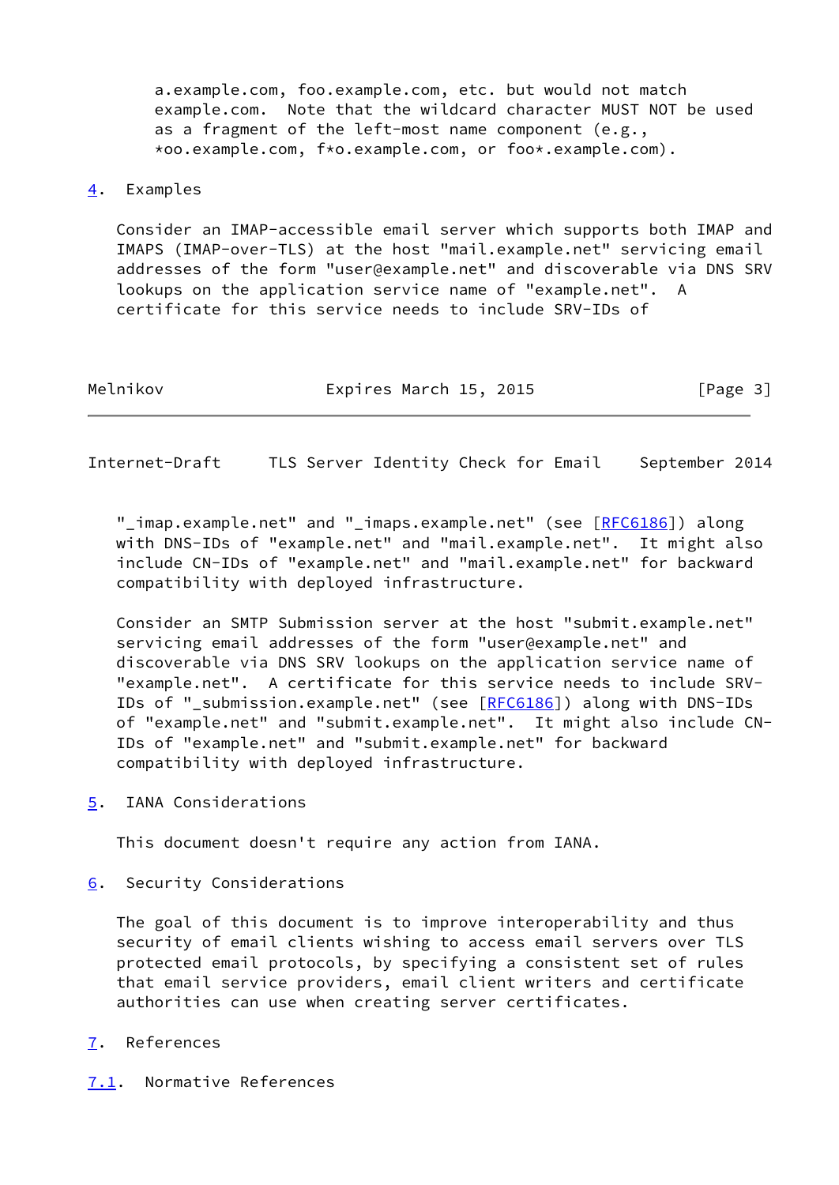a.example.com, foo.example.com, etc. but would not match example.com. Note that the wildcard character MUST NOT be used as a fragment of the left-most name component (e.g., *oo.example.com, f*o.example.com, or foo*.example.com).

## 4. Examples

Consider an IMAP-accessible email server which supports both IMAP and IMAPS (IMAP-over-TLS) at the host "mail.example.net" servicing email addresses of the form "user@example.net" and discoverable via DNS SRV lookups on the application service name of "example.net". A certificate for this service needs to include SRV-IDs of "_imap.example.net" and "_imaps.example.net" (see [RFC6186]) along with DNS-IDs of "example.net" and "mail.example.net". It might also include CN-IDs of "example.net" and "mail.example.net" for backward compatibility with deployed infrastructure.

Consider an SMTP Submission server at the host "submit.example.net" servicing email addresses of the form "user@example.net" and discoverable via DNS SRV lookups on the application service name of "example.net". A certificate for this service needs to include SRV-IDs of "_submission.example.net" (see [RFC6186]) along with DNS-IDs of "example.net" and "submit.example.net". It might also include CN-IDs of "example.net" and "submit.example.net" for backward compatibility with deployed infrastructure.

## 5. IANA Considerations

This document doesn't require any action from IANA.

## 6. Security Considerations

The goal of this document is to improve interoperability and thus security of email clients wishing to access email servers over TLS protected email protocols, by specifying a consistent set of rules that email service providers, email client writers and certificate authorities can use when creating server certificates.

## 7. References

### 7.1. Normative References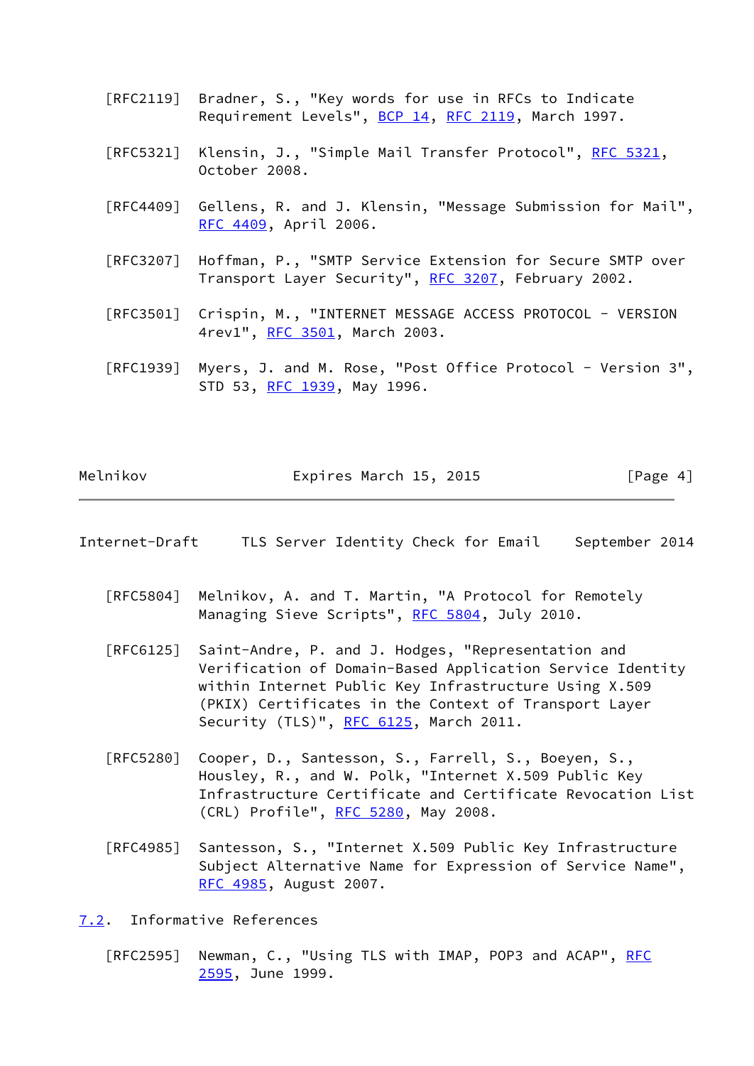[RFC2119] Bradner, S., "Key words for use in RFCs to Indicate Requirement Levels", BCP 14, RFC 2119, March 1997.

[RFC5321] Klensin, J., "Simple Mail Transfer Protocol", RFC 5321, October 2008.

[RFC4409] Gellens, R. and J. Klensin, "Message Submission for Mail", RFC 4409, April 2006.

[RFC3207] Hoffman, P., "SMTP Service Extension for Secure SMTP over Transport Layer Security", RFC 3207, February 2002.

[RFC3501] Crispin, M., "INTERNET MESSAGE ACCESS PROTOCOL - VERSION 4rev1", RFC 3501, March 2003.

[RFC1939] Myers, J. and M. Rose, "Post Office Protocol - Version 3", STD 53, RFC 1939, May 1996.

[RFC5804] Melnikov, A. and T. Martin, "A Protocol for Remotely Managing Sieve Scripts", RFC 5804, July 2010.

[RFC6125] Saint-Andre, P. and J. Hodges, "Representation and Verification of Domain-Based Application Service Identity within Internet Public Key Infrastructure Using X.509 (PKIX) Certificates in the Context of Transport Layer Security (TLS)", RFC 6125, March 2011.

[RFC5280] Cooper, D., Santesson, S., Farrell, S., Boeyen, S., Housley, R., and W. Polk, "Internet X.509 Public Key Infrastructure Certificate and Certificate Revocation List (CRL) Profile", RFC 5280, May 2008.

[RFC4985] Santesson, S., "Internet X.509 Public Key Infrastructure Subject Alternative Name for Expression of Service Name", RFC 4985, August 2007.

## 7.2. Informative References

[RFC2595] Newman, C., "Using TLS with IMAP, POP3 and ACAP", RFC 2595, June 1999.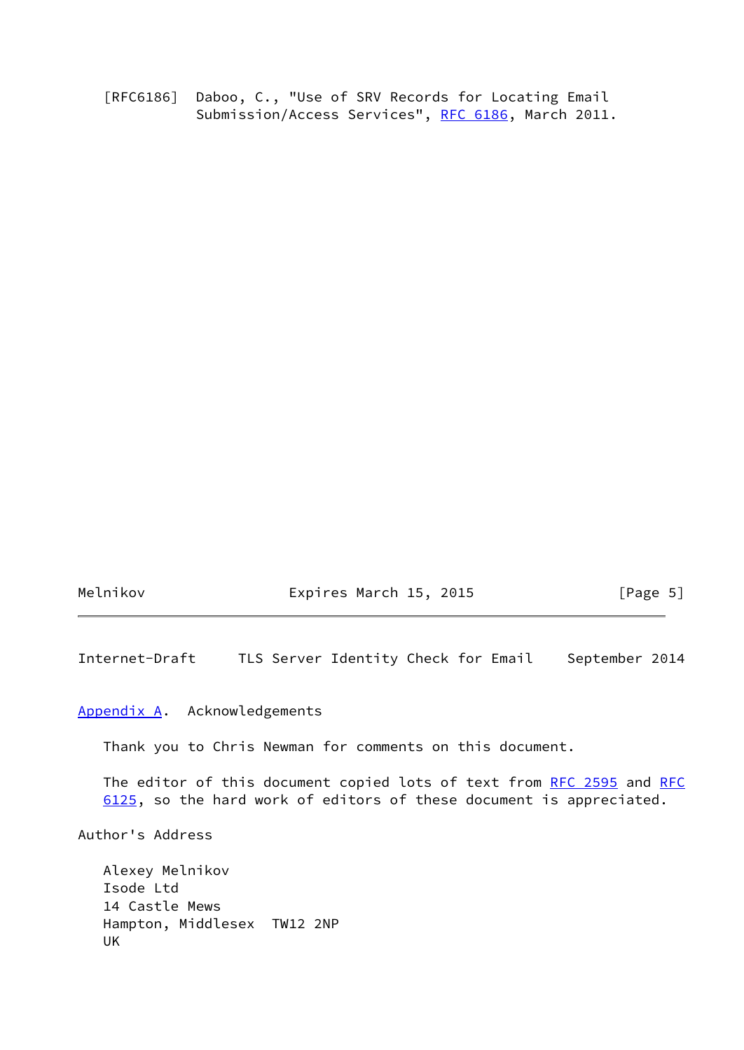[RFC6186] Daboo, C., "Use of SRV Records for Locating Email Submission/Access Services", RFC 6186, March 2011.

## Appendix A. Acknowledgements

Thank you to Chris Newman for comments on this document.

The editor of this document copied lots of text from RFC 2595 and RFC 6125, so the hard work of editors of these document is appreciated.

## Author's Address

Alexey Melnikov
Isode Ltd
14 Castle Mews
Hampton, Middlesex  TW12 2NP
UK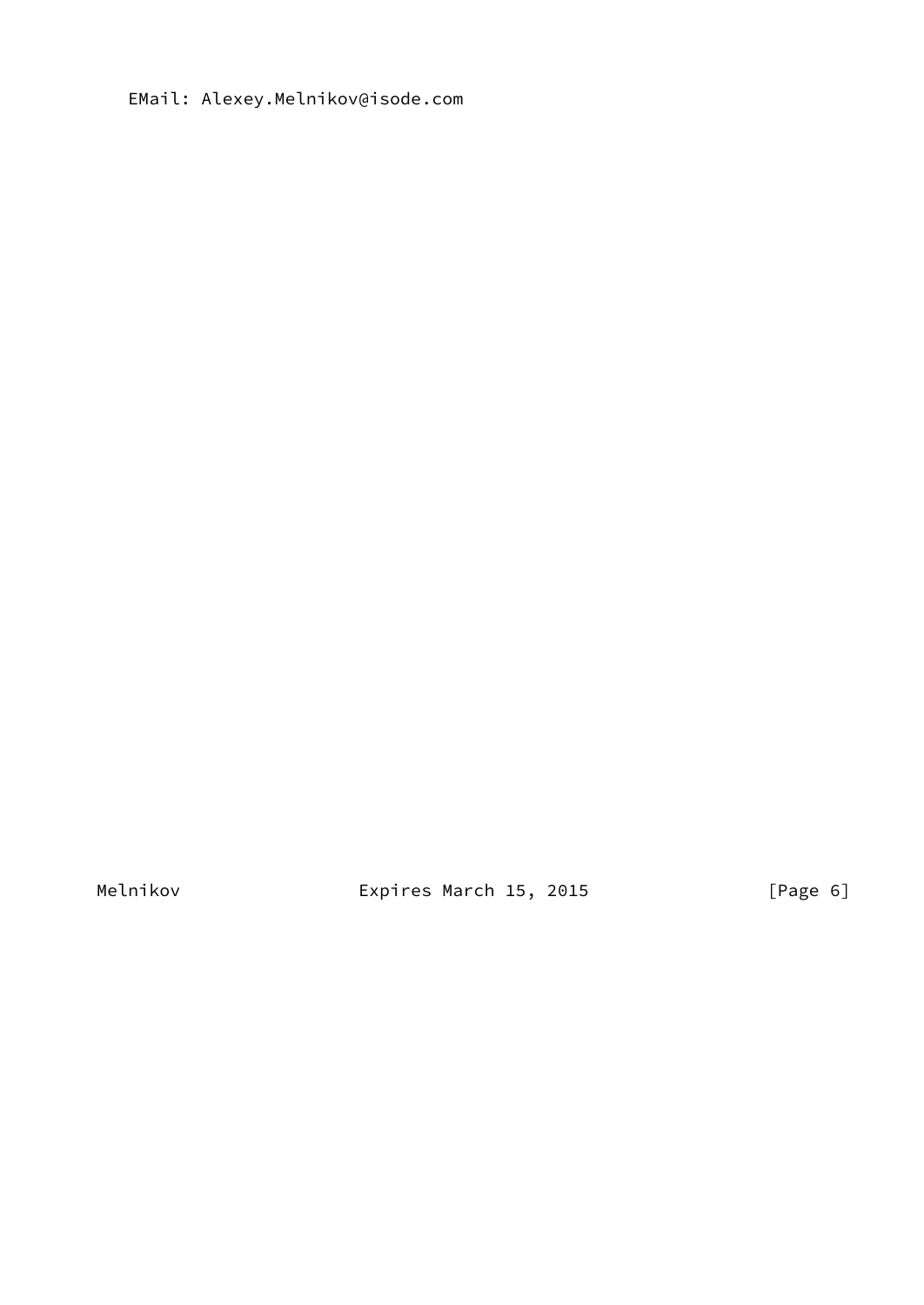EMail: Alexey.Melnikov@isode.com